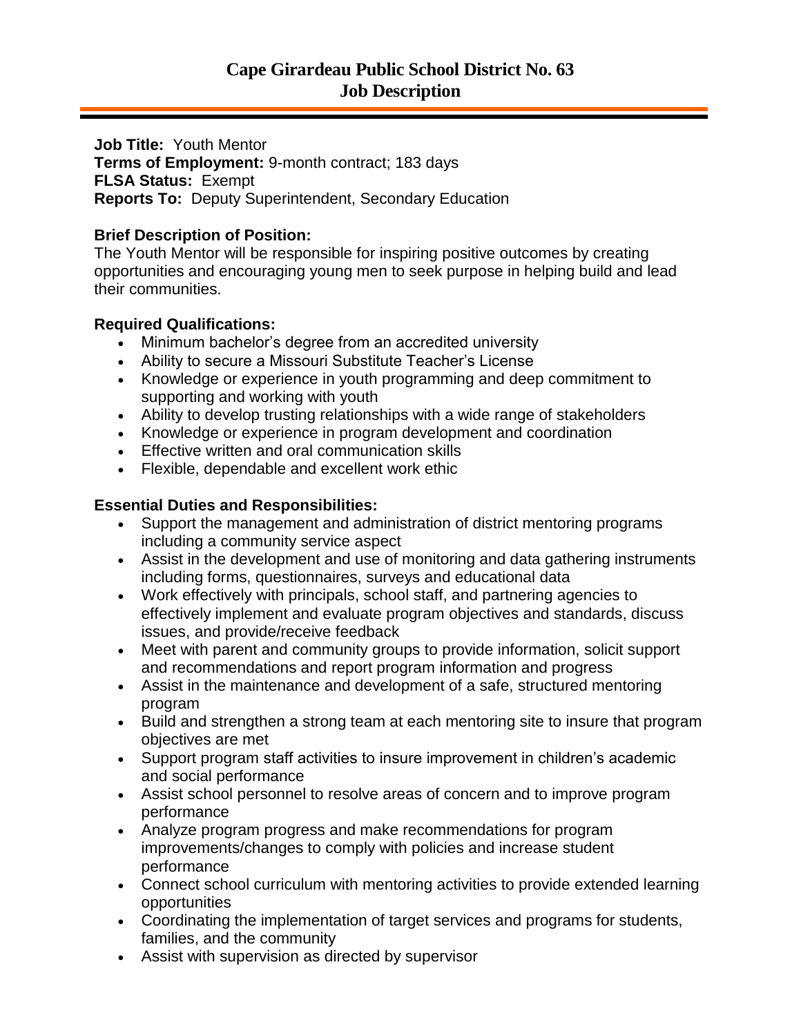# Cape Girardeau Public School District No. 63
# Job Description

**Job Title:** Youth Mentor
**Terms of Employment:** 9-month contract; 183 days
**FLSA Status:** Exempt
**Reports To:** Deputy Superintendent, Secondary Education

**Brief Description of Position:**
The Youth Mentor will be responsible for inspiring positive outcomes by creating opportunities and encouraging young men to seek purpose in helping build and lead their communities.

**Required Qualifications:**

- Minimum bachelor's degree from an accredited university
- Ability to secure a Missouri Substitute Teacher's License
- Knowledge or experience in youth programming and deep commitment to supporting and working with youth
- Ability to develop trusting relationships with a wide range of stakeholders
- Knowledge or experience in program development and coordination
- Effective written and oral communication skills
- Flexible, dependable and excellent work ethic

**Essential Duties and Responsibilities:**

- Support the management and administration of district mentoring programs including a community service aspect
- Assist in the development and use of monitoring and data gathering instruments including forms, questionnaires, surveys and educational data
- Work effectively with principals, school staff, and partnering agencies to effectively implement and evaluate program objectives and standards, discuss issues, and provide/receive feedback
- Meet with parent and community groups to provide information, solicit support and recommendations and report program information and progress
- Assist in the maintenance and development of a safe, structured mentoring program
- Build and strengthen a strong team at each mentoring site to insure that program objectives are met
- Support program staff activities to insure improvement in children's academic and social performance
- Assist school personnel to resolve areas of concern and to improve program performance
- Analyze program progress and make recommendations for program improvements/changes to comply with policies and increase student performance
- Connect school curriculum with mentoring activities to provide extended learning opportunities
- Coordinating the implementation of target services and programs for students, families, and the community
- Assist with supervision as directed by supervisor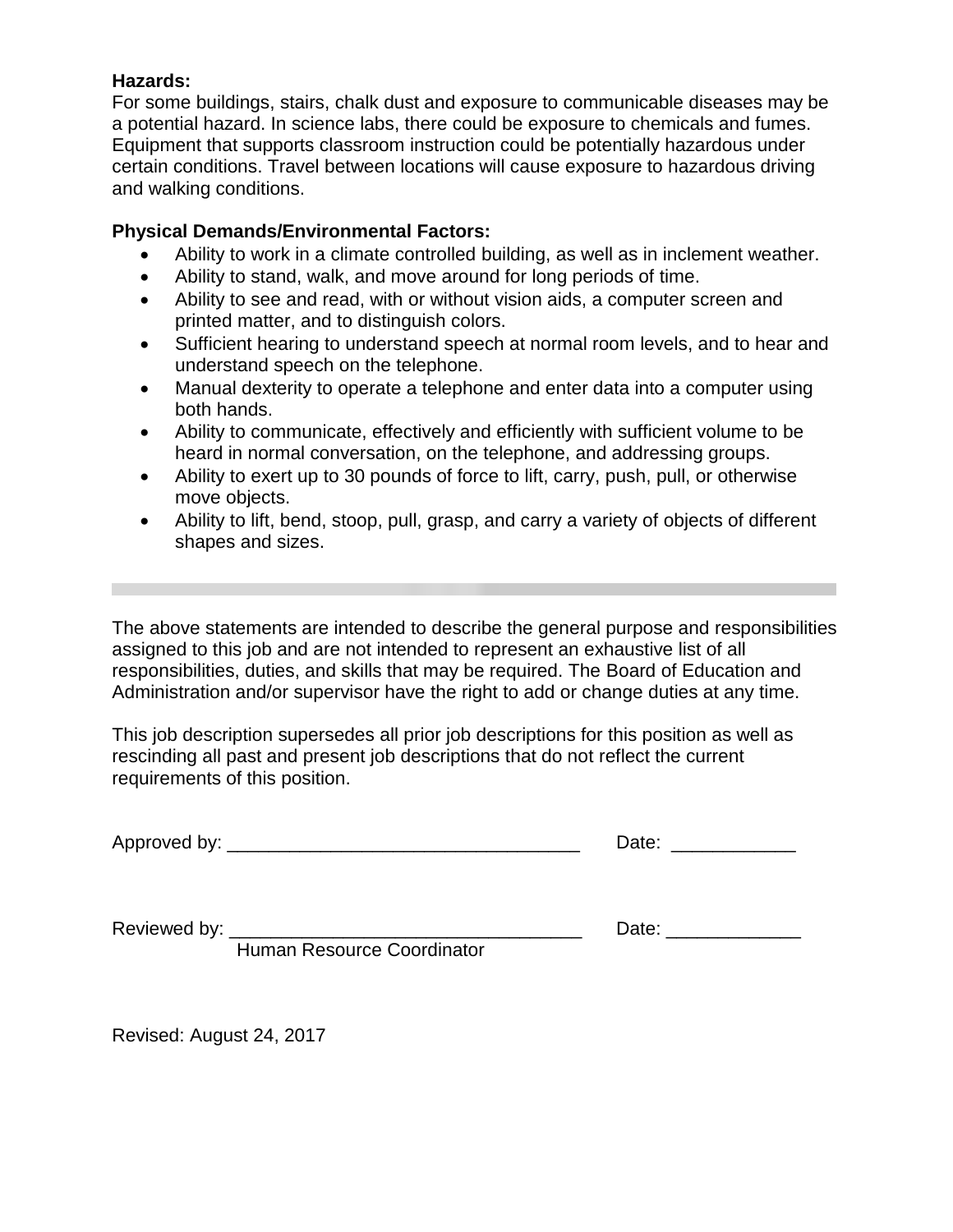**Hazards:**
For some buildings, stairs, chalk dust and exposure to communicable diseases may be a potential hazard. In science labs, there could be exposure to chemicals and fumes. Equipment that supports classroom instruction could be potentially hazardous under certain conditions. Travel between locations will cause exposure to hazardous driving and walking conditions.

**Physical Demands/Environmental Factors:**

- Ability to work in a climate controlled building, as well as in inclement weather.
- Ability to stand, walk, and move around for long periods of time.
- Ability to see and read, with or without vision aids, a computer screen and printed matter, and to distinguish colors.
- Sufficient hearing to understand speech at normal room levels, and to hear and understand speech on the telephone.
- Manual dexterity to operate a telephone and enter data into a computer using both hands.
- Ability to communicate, effectively and efficiently with sufficient volume to be heard in normal conversation, on the telephone, and addressing groups.
- Ability to exert up to 30 pounds of force to lift, carry, push, pull, or otherwise move objects.
- Ability to lift, bend, stoop, pull, grasp, and carry a variety of objects of different shapes and sizes.

---

The above statements are intended to describe the general purpose and responsibilities assigned to this job and are not intended to represent an exhaustive list of all responsibilities, duties, and skills that may be required. The Board of Education and Administration and/or supervisor have the right to add or change duties at any time.

This job description supersedes all prior job descriptions for this position as well as rescinding all past and present job descriptions that do not reflect the current requirements of this position.

Approved by: ___________________________________ Date: ____________

Reviewed by: ___________________________________ Date: _____________
Human Resource Coordinator

Revised: August 24, 2017